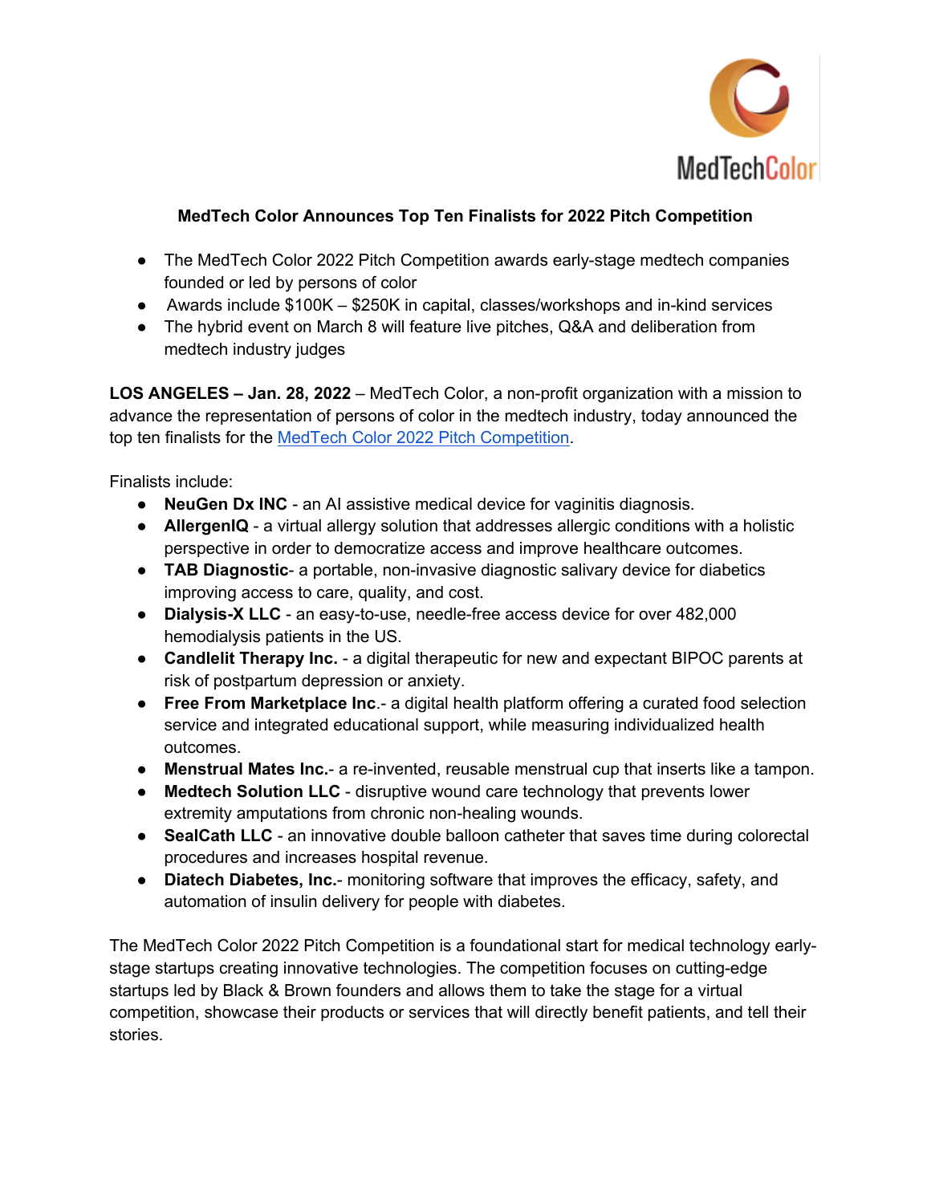# MedTech Color Announces Top Ten Finalists for 2022 Pitch Competition

- The MedTech Color 2022 Pitch Competition awards early-stage medtech companies founded or led by persons of color
- Awards include $100K – $250K in capital, classes/workshops and in-kind services
- The hybrid event on March 8 will feature live pitches, Q&A and deliberation from medtech industry judges

**LOS ANGELES – Jan. 28, 2022** – MedTech Color, a non-profit organization with a mission to advance the representation of persons of color in the medtech industry, today announced the top ten finalists for the MedTech Color 2022 Pitch Competition.

Finalists include:

- **NeuGen Dx INC** - an AI assistive medical device for vaginitis diagnosis.
- **AllergenIQ** - a virtual allergy solution that addresses allergic conditions with a holistic perspective in order to democratize access and improve healthcare outcomes.
- **TAB Diagnostic**- a portable, non-invasive diagnostic salivary device for diabetics improving access to care, quality, and cost.
- **Dialysis-X LLC** - an easy-to-use, needle-free access device for over 482,000 hemodialysis patients in the US.
- **Candlelit Therapy Inc.** - a digital therapeutic for new and expectant BIPOC parents at risk of postpartum depression or anxiety.
- **Free From Marketplace Inc**.- a digital health platform offering a curated food selection service and integrated educational support, while measuring individualized health outcomes.
- **Menstrual Mates Inc.**- a re-invented, reusable menstrual cup that inserts like a tampon.
- **Medtech Solution LLC** - disruptive wound care technology that prevents lower extremity amputations from chronic non-healing wounds.
- **SealCath LLC** - an innovative double balloon catheter that saves time during colorectal procedures and increases hospital revenue.
- **Diatech Diabetes, Inc.**- monitoring software that improves the efficacy, safety, and automation of insulin delivery for people with diabetes.

The MedTech Color 2022 Pitch Competition is a foundational start for medical technology early-stage startups creating innovative technologies. The competition focuses on cutting-edge startups led by Black & Brown founders and allows them to take the stage for a virtual competition, showcase their products or services that will directly benefit patients, and tell their stories.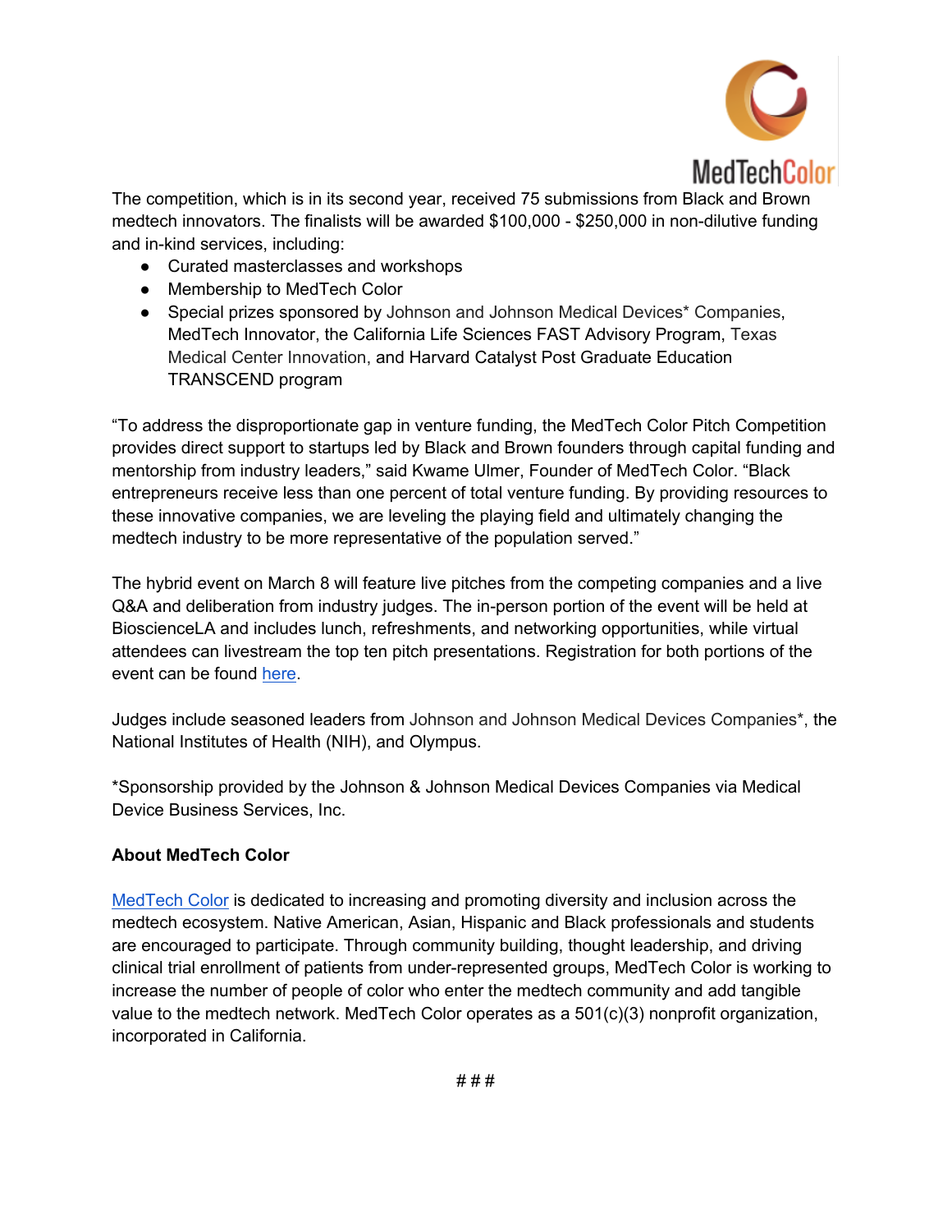The competition, which is in its second year, received 75 submissions from Black and Brown medtech innovators. The finalists will be awarded $100,000 - $250,000 in non-dilutive funding and in-kind services, including:

- Curated masterclasses and workshops
- Membership to MedTech Color
- Special prizes sponsored by Johnson and Johnson Medical Devices* Companies, MedTech Innovator, the California Life Sciences FAST Advisory Program, Texas Medical Center Innovation, and Harvard Catalyst Post Graduate Education TRANSCEND program

"To address the disproportionate gap in venture funding, the MedTech Color Pitch Competition provides direct support to startups led by Black and Brown founders through capital funding and mentorship from industry leaders," said Kwame Ulmer, Founder of MedTech Color. "Black entrepreneurs receive less than one percent of total venture funding. By providing resources to these innovative companies, we are leveling the playing field and ultimately changing the medtech industry to be more representative of the population served."

The hybrid event on March 8 will feature live pitches from the competing companies and a live Q&A and deliberation from industry judges. The in-person portion of the event will be held at BioscienceLA and includes lunch, refreshments, and networking opportunities, while virtual attendees can livestream the top ten pitch presentations. Registration for both portions of the event can be found here.

Judges include seasoned leaders from Johnson and Johnson Medical Devices Companies*, the National Institutes of Health (NIH), and Olympus.

*Sponsorship provided by the Johnson & Johnson Medical Devices Companies via Medical Device Business Services, Inc.

**About MedTech Color**

MedTech Color is dedicated to increasing and promoting diversity and inclusion across the medtech ecosystem. Native American, Asian, Hispanic and Black professionals and students are encouraged to participate. Through community building, thought leadership, and driving clinical trial enrollment of patients from under-represented groups, MedTech Color is working to increase the number of people of color who enter the medtech community and add tangible value to the medtech network. MedTech Color operates as a 501(c)(3) nonprofit organization, incorporated in California.

# # #